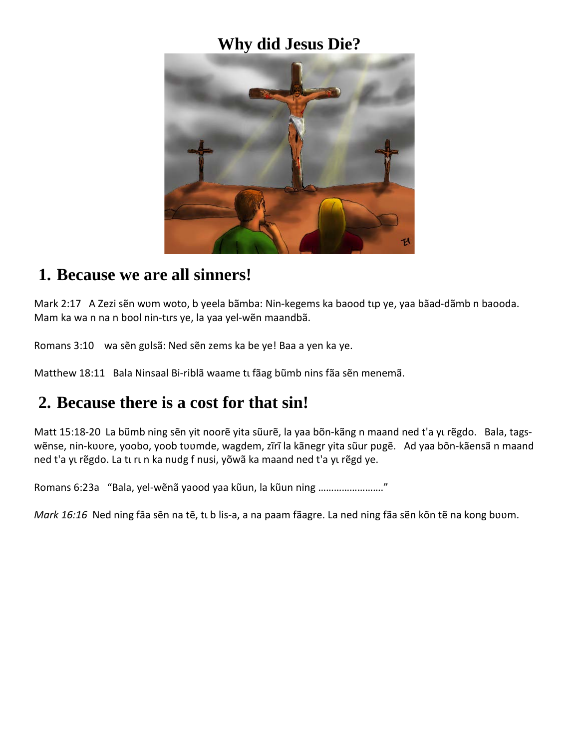# Why did Jesus Die?

## 1. Because we are all sinners!

Mark 2:17   A Zezi sẽn wʋm woto, b yeela bãmba: Nin-kegems ka baood tɩp ye, yaa bãad-dãmb n baooda. Mam ka wa n na n bool nin-tɩrs ye, la yaa yel-wẽn maandbã.

Romans 3:10    wa sẽn gʋlsã: Ned sẽn zems ka be ye! Baa a yen ka ye.

Matthew 18:11   Bala Ninsaal Bi-riblã waame tɩ fãag bũmb nins fãa sẽn menemã.

## 2. Because there is a cost for that sin!

Matt 15:18-20  La bũmb ning sẽn yit noorẽ yita sũurẽ, la yaa bõn-kãng n maand ned t'a yɩ rẽgdo.   Bala, tags-wẽnse, nin-kʋʋre, yoobo, yoob tʋʋmde, wagdem, zĩrĩ la kãnegr yita sũur pʋgẽ.   Ad yaa bõn-kãensã n maand ned t'a yɩ rẽgdo. La tɩ rɩ n ka nudg f nusi, yõwã ka maand ned t'a yɩ rẽgd ye.

Romans 6:23a   "Bala, yel-wẽnã yaood yaa kũun, la kũun ning ……………………"

*Mark 16:16*  Ned ning fãa sẽn na tẽ, tɩ b lis-a, a na paam fãagre. La ned ning fãa sẽn kõn tẽ na kong bʋʋm.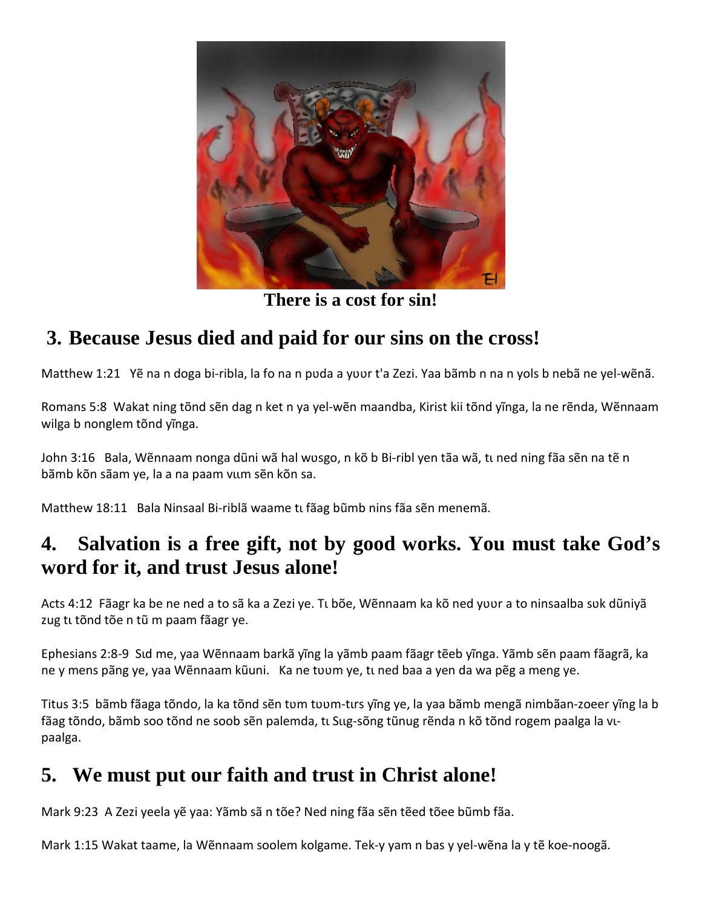There is a cost for sin!

## 3. Because Jesus died and paid for our sins on the cross!

Matthew 1:21 Yẽ na n doga bi-ribla, la fo na n pʋda a yʋʋr t'a Zezi. Yaa bãmb n na n yols b nebã ne yel-wẽnã.

Romans 5:8 Wakat ning tõnd sẽn dag n ket n ya yel-wẽn maandba, Kirist kii tõnd yĩnga, la ne rẽnda, Wẽnnaam wilga b nonglem tõnd yĩnga.

John 3:16 Bala, Wẽnnaam nonga dũni wã hal wʋsgo, n kõ b Bi-ribl yen tãa wã, tɩ ned ning fãa sẽn na tẽ n bãmb kõn sãam ye, la a na paam vɩɩm sẽn kõn sa.

Matthew 18:11 Bala Ninsaal Bi-riblã waame tɩ fãag bũmb nins fãa sẽn menemã.

## 4. Salvation is a free gift, not by good works. You must take God's word for it, and trust Jesus alone!

Acts 4:12 Fãagr ka be ne ned a to sã ka a Zezi ye. Tɩ bõe, Wẽnnaam ka kõ ned yʋʋr a to ninsaalba sʋk dũniyã zug tɩ tõnd tõe n tũ m paam fãagr ye.

Ephesians 2:8-9 Sɩd me, yaa Wẽnnaam barkã yĩng la yãmb paam fãagr tẽeb yĩnga. Yãmb sẽn paam fãagrã, ka ne y mens pãng ye, yaa Wẽnnaam kũuni. Ka ne tʋʋm ye, tɩ ned baa a yen da wa pẽg a meng ye.

Titus 3:5 bãmb fãaga tõndo, la ka tõnd sẽn tʋm tʋʋm-tɩrs yĩng ye, la yaa bãmb mengã nimbãan-zoeer yĩng la b fãag tõndo, bãmb soo tõnd ne soob sẽn palemda, tɩ Sɩɩg-sõng tũnug rẽnda n kõ tõnd rogem paalga la vɩ-paalga.

## 5. We must put our faith and trust in Christ alone!

Mark 9:23 A Zezi yeela yẽ yaa: Yãmb sã n tõe? Ned ning fãa sẽn tẽed tõee bũmb fãa.

Mark 1:15 Wakat taame, la Wẽnnaam soolem kolgame. Tek-y yam n bas y yel-wẽna la y tẽ koe-noogã.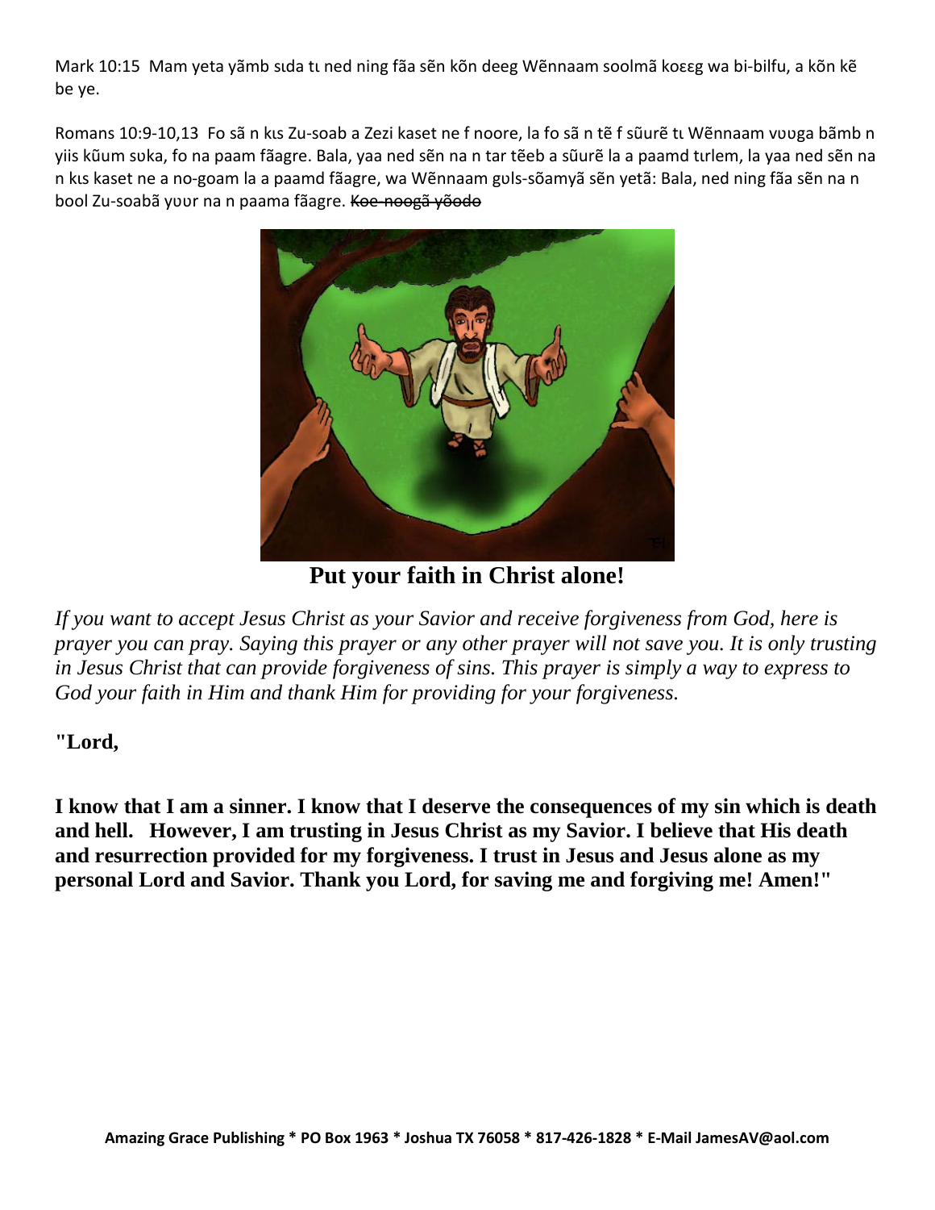Mark 10:15 Mam yeta yãmb sɩda tɩ ned ning fãa sẽn kõn deeg Wẽnnaam soolmã koɛɛg wa bi-bilfu, a kõn kẽ be ye.

Romans 10:9-10,13 Fo sã n kɩs Zu-soab a Zezi kaset ne f noore, la fo sã n tẽ f sũurẽ tɩ Wẽnnaam vʋʋga bãmb n yiis kũum sʋka, fo na paam fãagre. Bala, yaa ned sẽn na n tar tẽeb a sũurẽ la a paamd tɩrlem, la yaa ned sẽn na n kɩs kaset ne a no-goam la a paamd fãagre, wa Wẽnnaam gʋls-sõamyã sẽn yetã: Bala, ned ning fãa sẽn na n bool Zu-soabã yʋʋr na n paama fãagre. ~~Koe-noogã yõodo~~

**Put your faith in Christ alone!**

*If you want to accept Jesus Christ as your Savior and receive forgiveness from God, here is prayer you can pray. Saying this prayer or any other prayer will not save you. It is only trusting in Jesus Christ that can provide forgiveness of sins. This prayer is simply a way to express to God your faith in Him and thank Him for providing for your forgiveness.*

**"Lord,**

**I know that I am a sinner. I know that I deserve the consequences of my sin which is death and hell. However, I am trusting in Jesus Christ as my Savior. I believe that His death and resurrection provided for my forgiveness. I trust in Jesus and Jesus alone as my personal Lord and Savior. Thank you Lord, for saving me and forgiving me! Amen!"**

**Amazing Grace Publishing * PO Box 1963 * Joshua TX 76058 * 817-426-1828 * E-Mail JamesAV@aol.com**